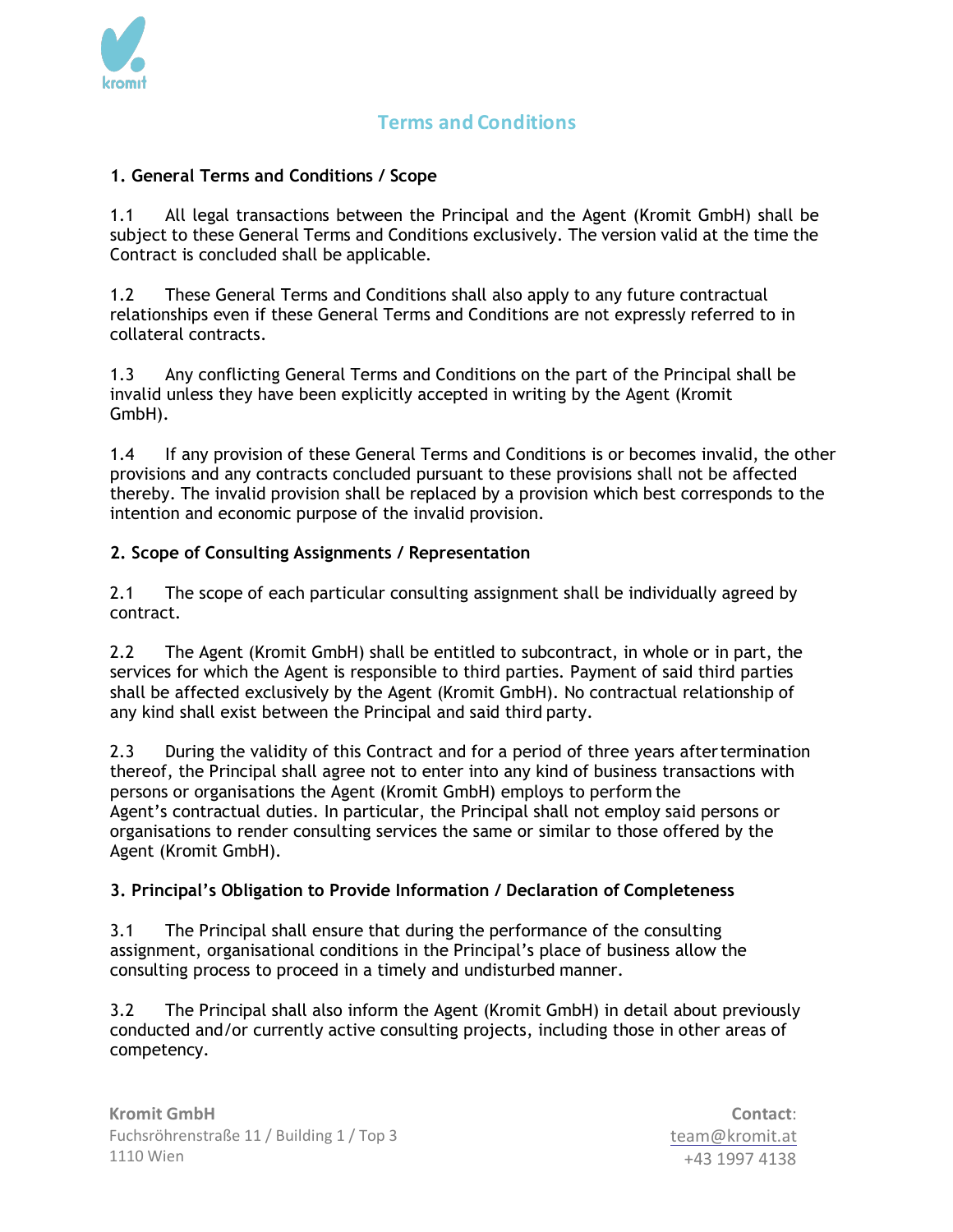# Terms and Conditions

## 1. General Terms and Conditions / Scope

1.1 All legal transactions between the Principal and the Agent (Kromit GmbH) shall be subject to these General Terms and Conditions exclusively. The version valid at the time the Contract is concluded shall be applicable.

1.2 These General Terms and Conditions shall also apply to any future contractual relationships even if these General Terms and Conditions are not expressly referred to in collateral contracts.

1.3 Any conflicting General Terms and Conditions on the part of the Principal shall be invalid unless they have been explicitly accepted in writing by the Agent (Kromit GmbH).

1.4 If any provision of these General Terms and Conditions is or becomes invalid, the other provisions and any contracts concluded pursuant to these provisions shall not be affected thereby. The invalid provision shall be replaced by a provision which best corresponds to the intention and economic purpose of the invalid provision.

## 2. Scope of Consulting Assignments / Representation

2.1 The scope of each particular consulting assignment shall be individually agreed by contract.

2.2 The Agent (Kromit GmbH) shall be entitled to subcontract, in whole or in part, the services for which the Agent is responsible to third parties. Payment of said third parties shall be affected exclusively by the Agent (Kromit GmbH). No contractual relationship of any kind shall exist between the Principal and said third party.

2.3 During the validity of this Contract and for a period of three years after termination thereof, the Principal shall agree not to enter into any kind of business transactions with persons or organisations the Agent (Kromit GmbH) employs to perform the Agent's contractual duties. In particular, the Principal shall not employ said persons or organisations to render consulting services the same or similar to those offered by the Agent (Kromit GmbH).

## 3. Principal's Obligation to Provide Information / Declaration of Completeness

3.1 The Principal shall ensure that during the performance of the consulting assignment, organisational conditions in the Principal's place of business allow the consulting process to proceed in a timely and undisturbed manner.

3.2 The Principal shall also inform the Agent (Kromit GmbH) in detail about previously conducted and/or currently active consulting projects, including those in other areas of competency.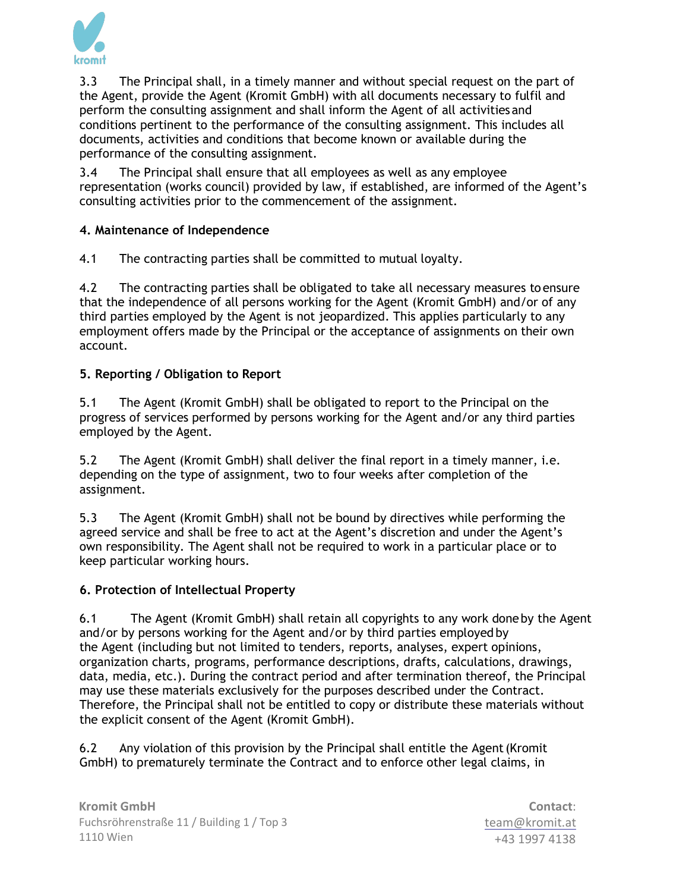3.3 The Principal shall, in a timely manner and without special request on the part of the Agent, provide the Agent (Kromit GmbH) with all documents necessary to fulfil and perform the consulting assignment and shall inform the Agent of all activities and conditions pertinent to the performance of the consulting assignment. This includes all documents, activities and conditions that become known or available during the performance of the consulting assignment.

3.4 The Principal shall ensure that all employees as well as any employee representation (works council) provided by law, if established, are informed of the Agent's consulting activities prior to the commencement of the assignment.

**4. Maintenance of Independence**

4.1 The contracting parties shall be committed to mutual loyalty.

4.2 The contracting parties shall be obligated to take all necessary measures to ensure that the independence of all persons working for the Agent (Kromit GmbH) and/or of any third parties employed by the Agent is not jeopardized. This applies particularly to any employment offers made by the Principal or the acceptance of assignments on their own account.

**5. Reporting / Obligation to Report**

5.1 The Agent (Kromit GmbH) shall be obligated to report to the Principal on the progress of services performed by persons working for the Agent and/or any third parties employed by the Agent.

5.2 The Agent (Kromit GmbH) shall deliver the final report in a timely manner, i.e. depending on the type of assignment, two to four weeks after completion of the assignment.

5.3 The Agent (Kromit GmbH) shall not be bound by directives while performing the agreed service and shall be free to act at the Agent's discretion and under the Agent's own responsibility. The Agent shall not be required to work in a particular place or to keep particular working hours.

**6. Protection of Intellectual Property**

6.1 The Agent (Kromit GmbH) shall retain all copyrights to any work done by the Agent and/or by persons working for the Agent and/or by third parties employed by the Agent (including but not limited to tenders, reports, analyses, expert opinions, organization charts, programs, performance descriptions, drafts, calculations, drawings, data, media, etc.). During the contract period and after termination thereof, the Principal may use these materials exclusively for the purposes described under the Contract. Therefore, the Principal shall not be entitled to copy or distribute these materials without the explicit consent of the Agent (Kromit GmbH).

6.2 Any violation of this provision by the Principal shall entitle the Agent (Kromit GmbH) to prematurely terminate the Contract and to enforce other legal claims, in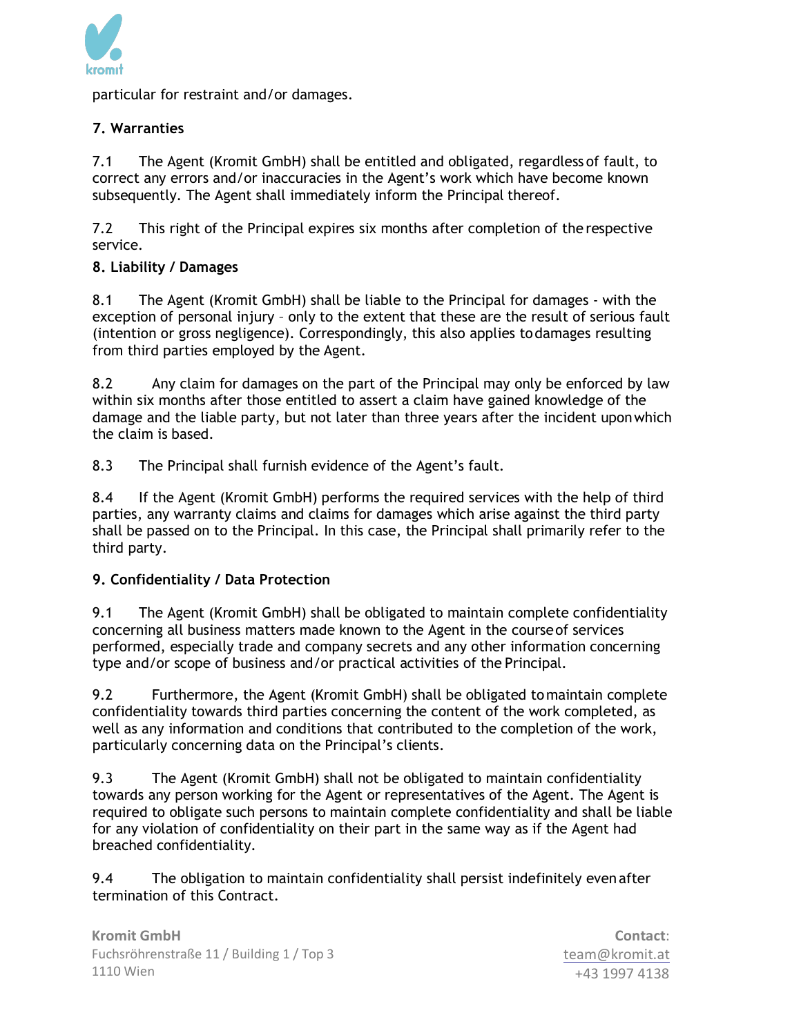particular for restraint and/or damages.

## 7. Warranties

7.1 The Agent (Kromit GmbH) shall be entitled and obligated, regardless of fault, to correct any errors and/or inaccuracies in the Agent's work which have become known subsequently. The Agent shall immediately inform the Principal thereof.

7.2 This right of the Principal expires six months after completion of the respective service.

## 8. Liability / Damages

8.1 The Agent (Kromit GmbH) shall be liable to the Principal for damages - with the exception of personal injury – only to the extent that these are the result of serious fault (intention or gross negligence). Correspondingly, this also applies to damages resulting from third parties employed by the Agent.

8.2 Any claim for damages on the part of the Principal may only be enforced by law within six months after those entitled to assert a claim have gained knowledge of the damage and the liable party, but not later than three years after the incident upon which the claim is based.

8.3 The Principal shall furnish evidence of the Agent's fault.

8.4 If the Agent (Kromit GmbH) performs the required services with the help of third parties, any warranty claims and claims for damages which arise against the third party shall be passed on to the Principal. In this case, the Principal shall primarily refer to the third party.

## 9. Confidentiality / Data Protection

9.1 The Agent (Kromit GmbH) shall be obligated to maintain complete confidentiality concerning all business matters made known to the Agent in the course of services performed, especially trade and company secrets and any other information concerning type and/or scope of business and/or practical activities of the Principal.

9.2 Furthermore, the Agent (Kromit GmbH) shall be obligated to maintain complete confidentiality towards third parties concerning the content of the work completed, as well as any information and conditions that contributed to the completion of the work, particularly concerning data on the Principal's clients.

9.3 The Agent (Kromit GmbH) shall not be obligated to maintain confidentiality towards any person working for the Agent or representatives of the Agent. The Agent is required to obligate such persons to maintain complete confidentiality and shall be liable for any violation of confidentiality on their part in the same way as if the Agent had breached confidentiality.

9.4 The obligation to maintain confidentiality shall persist indefinitely even after termination of this Contract.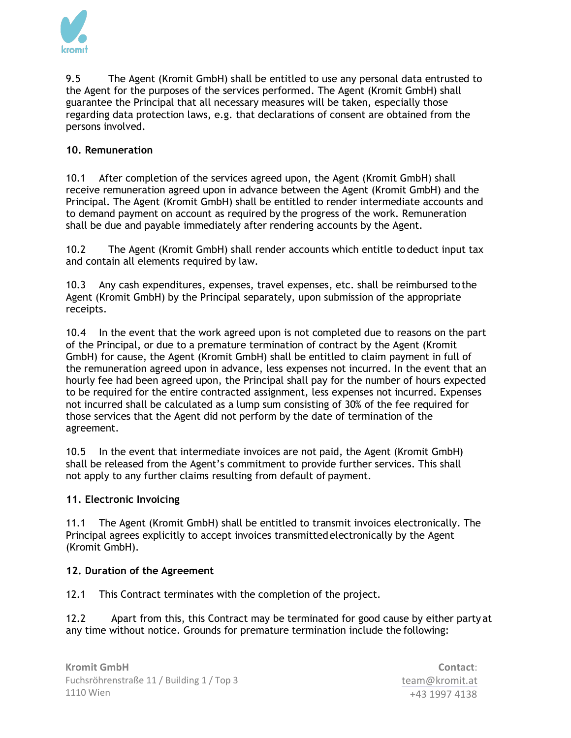9.5 The Agent (Kromit GmbH) shall be entitled to use any personal data entrusted to the Agent for the purposes of the services performed. The Agent (Kromit GmbH) shall guarantee the Principal that all necessary measures will be taken, especially those regarding data protection laws, e.g. that declarations of consent are obtained from the persons involved.

**10. Remuneration**

10.1 After completion of the services agreed upon, the Agent (Kromit GmbH) shall receive remuneration agreed upon in advance between the Agent (Kromit GmbH) and the Principal. The Agent (Kromit GmbH) shall be entitled to render intermediate accounts and to demand payment on account as required by the progress of the work. Remuneration shall be due and payable immediately after rendering accounts by the Agent.

10.2 The Agent (Kromit GmbH) shall render accounts which entitle to deduct input tax and contain all elements required by law.

10.3 Any cash expenditures, expenses, travel expenses, etc. shall be reimbursed to the Agent (Kromit GmbH) by the Principal separately, upon submission of the appropriate receipts.

10.4 In the event that the work agreed upon is not completed due to reasons on the part of the Principal, or due to a premature termination of contract by the Agent (Kromit GmbH) for cause, the Agent (Kromit GmbH) shall be entitled to claim payment in full of the remuneration agreed upon in advance, less expenses not incurred. In the event that an hourly fee had been agreed upon, the Principal shall pay for the number of hours expected to be required for the entire contracted assignment, less expenses not incurred. Expenses not incurred shall be calculated as a lump sum consisting of 30% of the fee required for those services that the Agent did not perform by the date of termination of the agreement.

10.5 In the event that intermediate invoices are not paid, the Agent (Kromit GmbH) shall be released from the Agent's commitment to provide further services. This shall not apply to any further claims resulting from default of payment.

**11. Electronic Invoicing**

11.1 The Agent (Kromit GmbH) shall be entitled to transmit invoices electronically. The Principal agrees explicitly to accept invoices transmitted electronically by the Agent (Kromit GmbH).

**12. Duration of the Agreement**

12.1 This Contract terminates with the completion of the project.

12.2 Apart from this, this Contract may be terminated for good cause by either party at any time without notice. Grounds for premature termination include the following: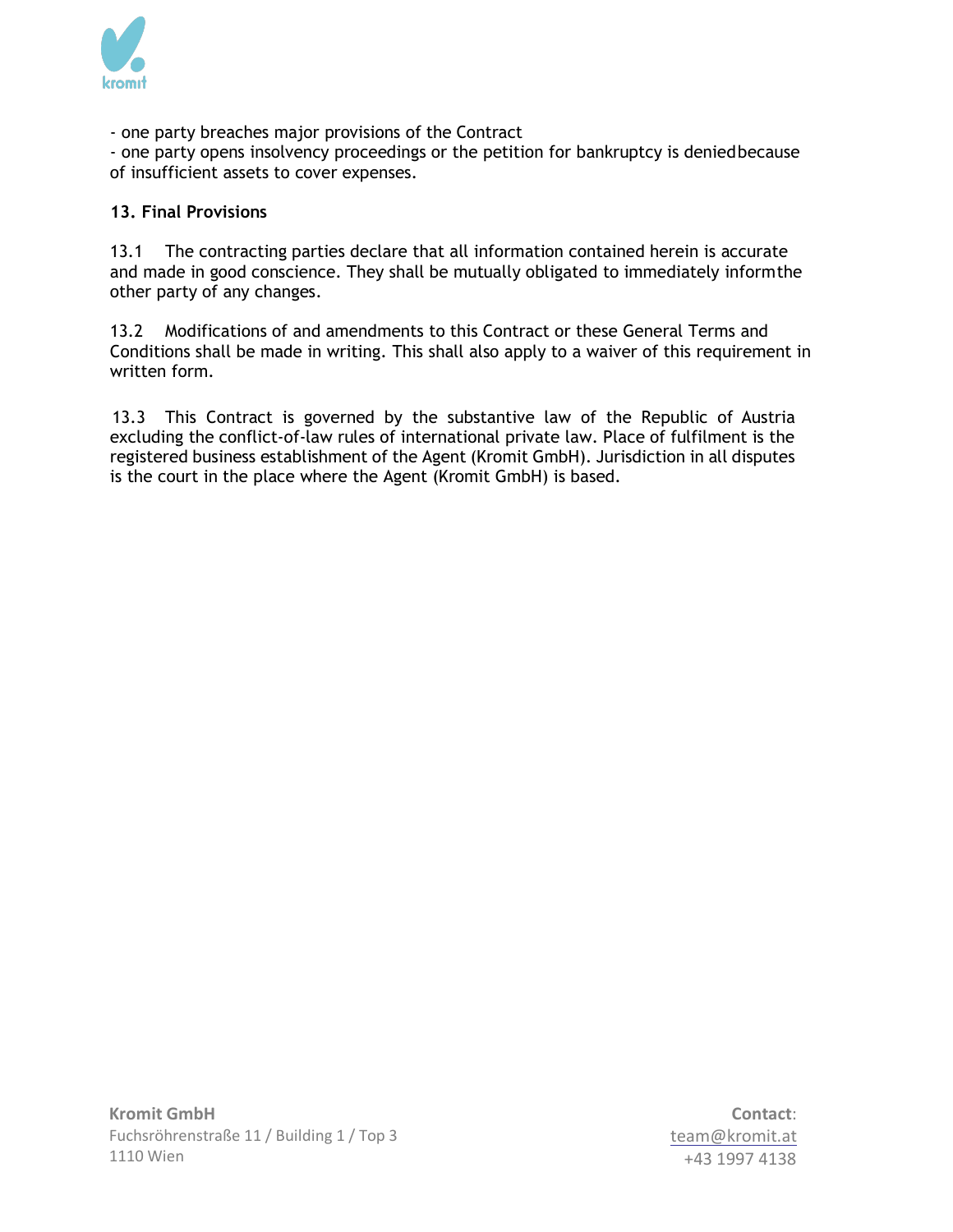- one party breaches major provisions of the Contract
- one party opens insolvency proceedings or the petition for bankruptcy is denied because of insufficient assets to cover expenses.

**13. Final Provisions**

13.1 The contracting parties declare that all information contained herein is accurate and made in good conscience. They shall be mutually obligated to immediately inform the other party of any changes.

13.2 Modifications of and amendments to this Contract or these General Terms and Conditions shall be made in writing. This shall also apply to a waiver of this requirement in written form.

13.3 This Contract is governed by the substantive law of the Republic of Austria excluding the conflict-of-law rules of international private law. Place of fulfilment is the registered business establishment of the Agent (Kromit GmbH). Jurisdiction in all disputes is the court in the place where the Agent (Kromit GmbH) is based.